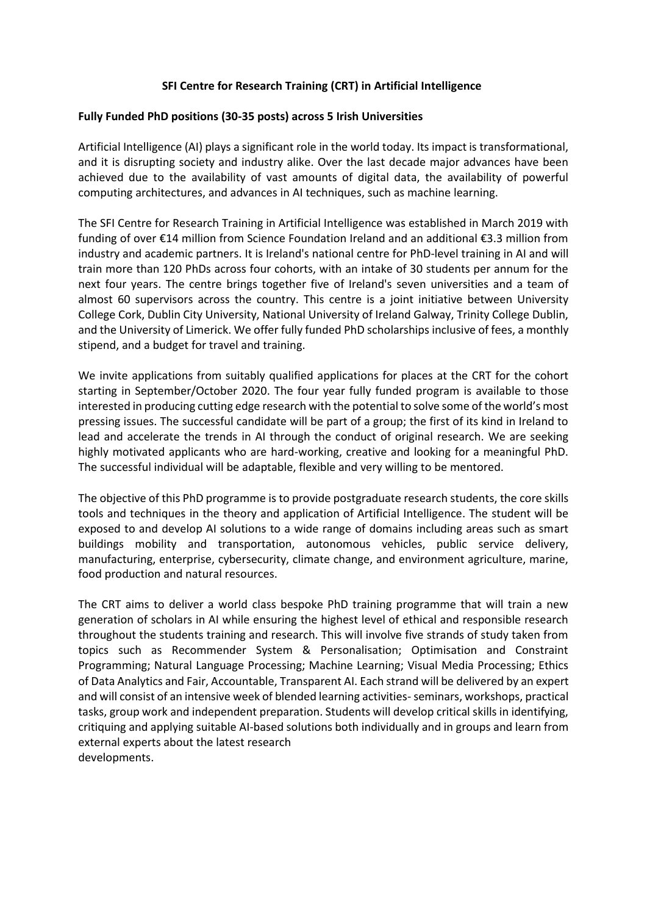## SFI Centre for Research Training (CRT) in Artificial Intelligence

### Fully Funded PhD positions (30-35 posts) across 5 Irish Universities

Artificial Intelligence (AI) plays a significant role in the world today. Its impact is transformational, and it is disrupting society and industry alike. Over the last decade major advances have been achieved due to the availability of vast amounts of digital data, the availability of powerful computing architectures, and advances in AI techniques, such as machine learning.

The SFI Centre for Research Training in Artificial Intelligence was established in March 2019 with funding of over €14 million from Science Foundation Ireland and an additional €3.3 million from industry and academic partners. It is Ireland's national centre for PhD-level training in AI and will train more than 120 PhDs across four cohorts, with an intake of 30 students per annum for the next four years. The centre brings together five of Ireland's seven universities and a team of almost 60 supervisors across the country. This centre is a joint initiative between University College Cork, Dublin City University, National University of Ireland Galway, Trinity College Dublin, and the University of Limerick. We offer fully funded PhD scholarships inclusive of fees, a monthly stipend, and a budget for travel and training.

We invite applications from suitably qualified applications for places at the CRT for the cohort starting in September/October 2020. The four year fully funded program is available to those interested in producing cutting edge research with the potential to solve some of the world's most pressing issues. The successful candidate will be part of a group; the first of its kind in Ireland to lead and accelerate the trends in AI through the conduct of original research. We are seeking highly motivated applicants who are hard-working, creative and looking for a meaningful PhD. The successful individual will be adaptable, flexible and very willing to be mentored.

The objective of this PhD programme is to provide postgraduate research students, the core skills tools and techniques in the theory and application of Artificial Intelligence. The student will be exposed to and develop AI solutions to a wide range of domains including areas such as smart buildings mobility and transportation, autonomous vehicles, public service delivery, manufacturing, enterprise, cybersecurity, climate change, and environment agriculture, marine, food production and natural resources.

The CRT aims to deliver a world class bespoke PhD training programme that will train a new generation of scholars in AI while ensuring the highest level of ethical and responsible research throughout the students training and research. This will involve five strands of study taken from topics such as Recommender System & Personalisation; Optimisation and Constraint Programming; Natural Language Processing; Machine Learning; Visual Media Processing; Ethics of Data Analytics and Fair, Accountable, Transparent AI. Each strand will be delivered by an expert and will consist of an intensive week of blended learning activities- seminars, workshops, practical tasks, group work and independent preparation. Students will develop critical skills in identifying, critiquing and applying suitable AI-based solutions both individually and in groups and learn from external experts about the latest research developments.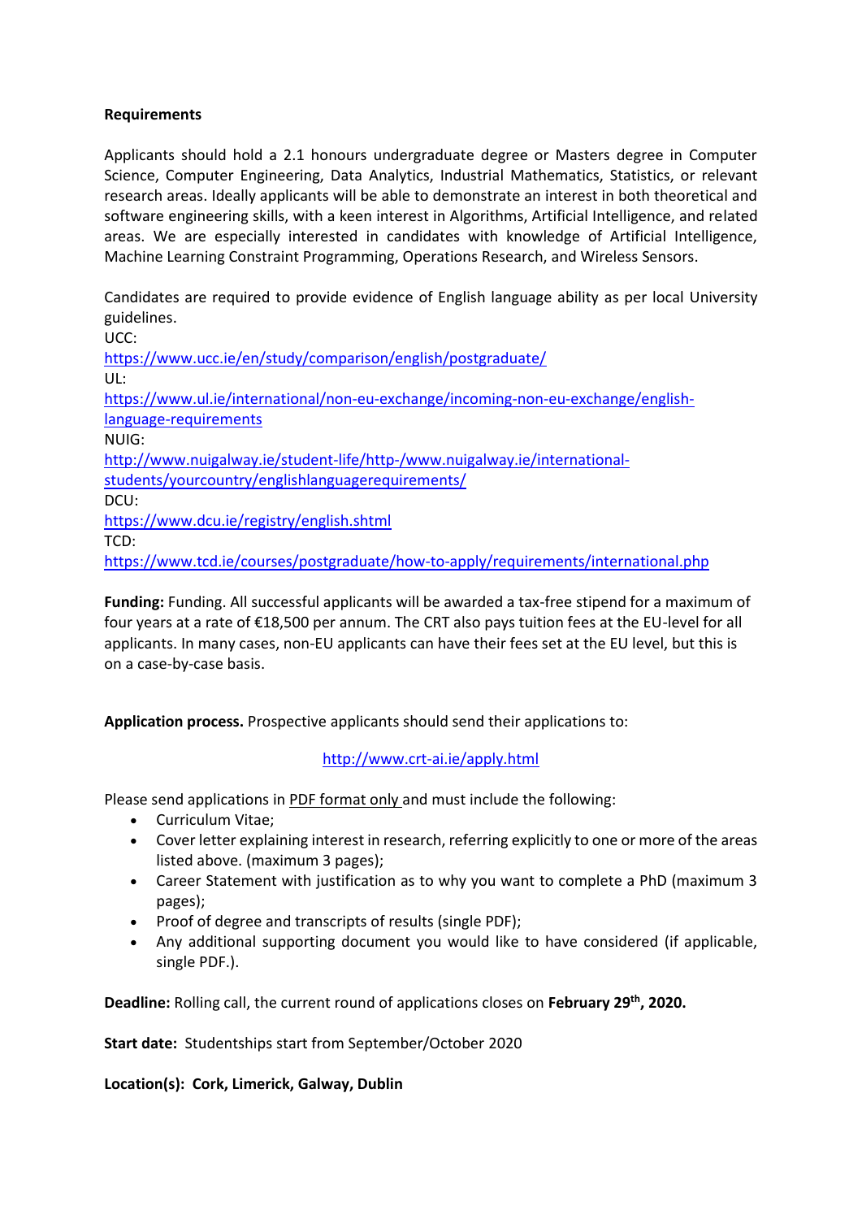**Requirements**

Applicants should hold a 2.1 honours undergraduate degree or Masters degree in Computer Science, Computer Engineering, Data Analytics, Industrial Mathematics, Statistics, or relevant research areas. Ideally applicants will be able to demonstrate an interest in both theoretical and software engineering skills, with a keen interest in Algorithms, Artificial Intelligence, and related areas. We are especially interested in candidates with knowledge of Artificial Intelligence, Machine Learning Constraint Programming, Operations Research, and Wireless Sensors.

Candidates are required to provide evidence of English language ability as per local University guidelines.
UCC:
https://www.ucc.ie/en/study/comparison/english/postgraduate/
UL:
https://www.ul.ie/international/non-eu-exchange/incoming-non-eu-exchange/english-language-requirements
NUIG:
http://www.nuigalway.ie/student-life/http-/www.nuigalway.ie/international-students/yourcountry/englishlanguagerequirements/
DCU:
https://www.dcu.ie/registry/english.shtml
TCD:
https://www.tcd.ie/courses/postgraduate/how-to-apply/requirements/international.php

**Funding:** Funding. All successful applicants will be awarded a tax-free stipend for a maximum of four years at a rate of €18,500 per annum. The CRT also pays tuition fees at the EU-level for all applicants. In many cases, non-EU applicants can have their fees set at the EU level, but this is on a case-by-case basis.

**Application process.** Prospective applicants should send their applications to:

http://www.crt-ai.ie/apply.html

Please send applications in PDF format only and must include the following:

- Curriculum Vitae;
- Cover letter explaining interest in research, referring explicitly to one or more of the areas listed above. (maximum 3 pages);
- Career Statement with justification as to why you want to complete a PhD (maximum 3 pages);
- Proof of degree and transcripts of results (single PDF);
- Any additional supporting document you would like to have considered (if applicable, single PDF.).

**Deadline:** Rolling call, the current round of applications closes on **February 29th, 2020.**

**Start date:** Studentships start from September/October 2020

**Location(s): Cork, Limerick, Galway, Dublin**